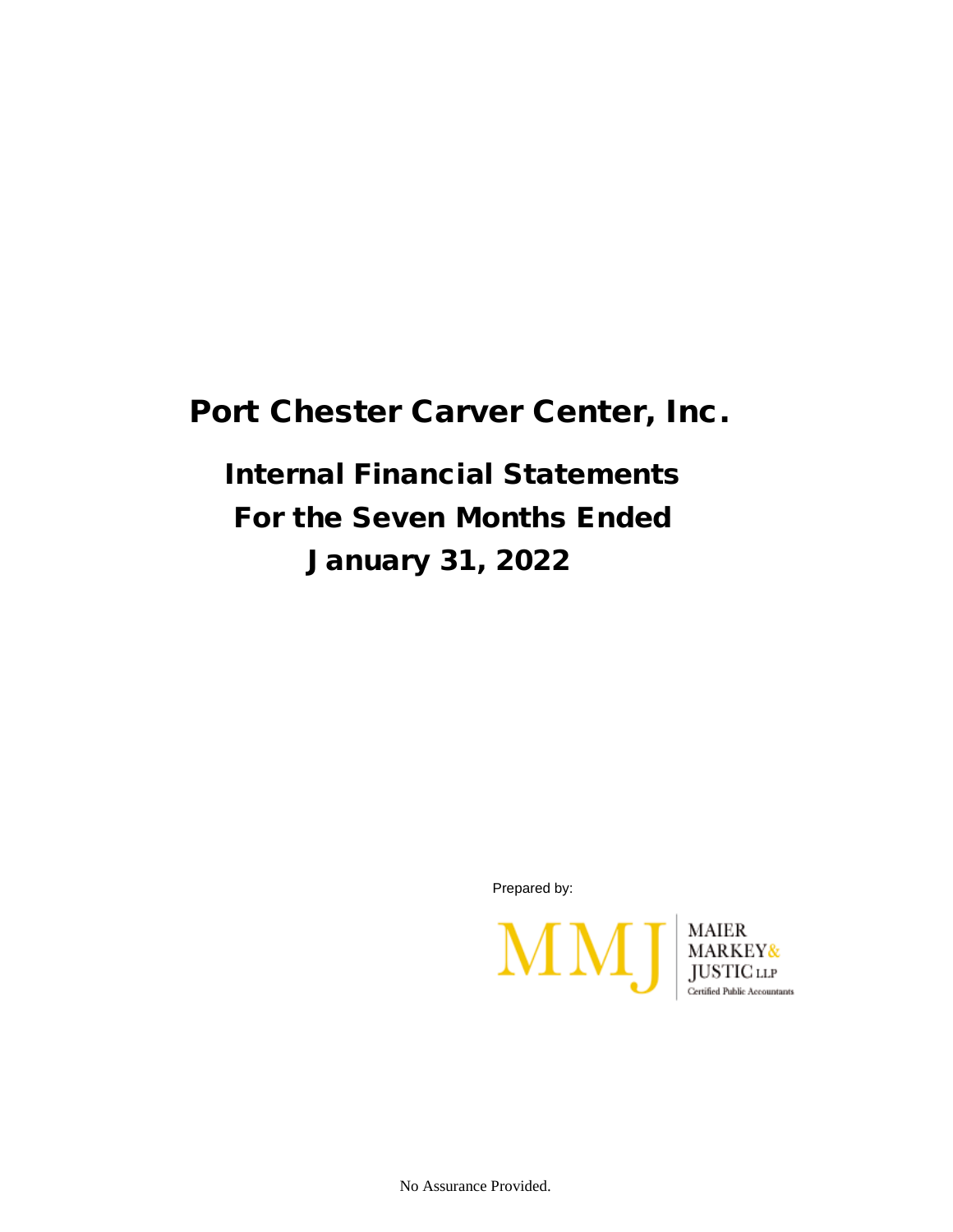# Port Chester Carver Center, Inc.

## Internal Financial Statements
## For the Seven Months Ended
## January 31, 2022

Prepared by:

MMJ | MAIER MARKEY& JUSTIC LLP
Certified Public Accountants

No Assurance Provided.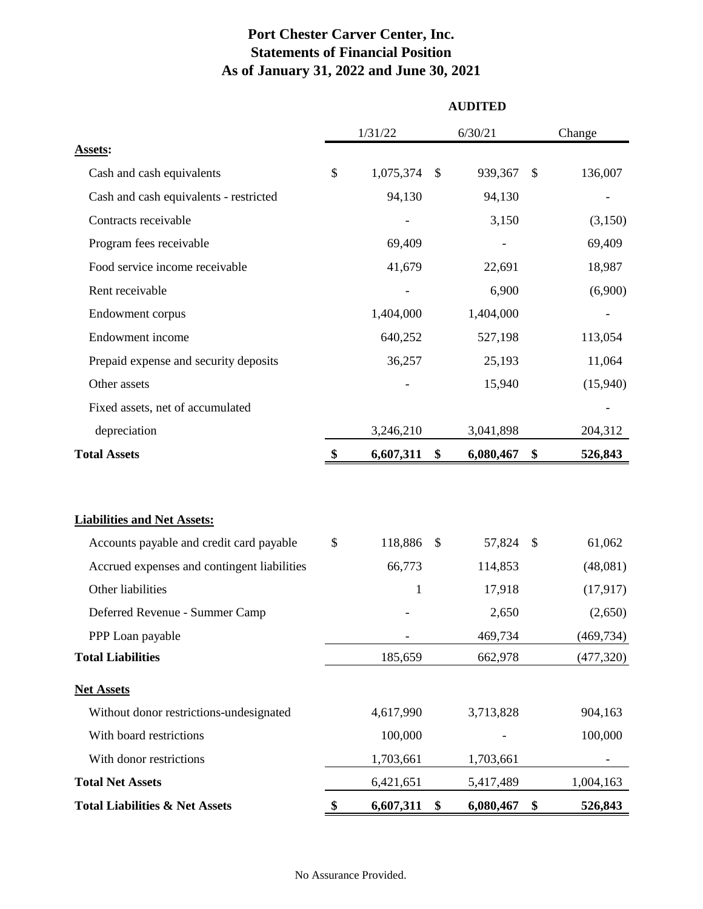# Port Chester Carver Center, Inc.
## Statements of Financial Position
## As of January 31, 2022 and June 30, 2021

| | | AUDITED | |
|---|---|---|---|
| | 1/31/22 | 6/30/21 | Change |
| **Assets:** | | | |
| Cash and cash equivalents | $ 1,075,374 | $ 939,367 | $ 136,007 |
| Cash and cash equivalents - restricted | 94,130 | 94,130 | - |
| Contracts receivable | - | 3,150 | (3,150) |
| Program fees receivable | 69,409 | - | 69,409 |
| Food service income receivable | 41,679 | 22,691 | 18,987 |
| Rent receivable | - | 6,900 | (6,900) |
| Endowment corpus | 1,404,000 | 1,404,000 | - |
| Endowment income | 640,252 | 527,198 | 113,054 |
| Prepaid expense and security deposits | 36,257 | 25,193 | 11,064 |
| Other assets | - | 15,940 | (15,940) |
| Fixed assets, net of accumulated | | | - |
| depreciation | 3,246,210 | 3,041,898 | 204,312 |
| **Total Assets** | **$ 6,607,311** | **$ 6,080,467** | **$ 526,843** |
| | | | |
| **Liabilities and Net Assets:** | | | |
| Accounts payable and credit card payable | $ 118,886 | $ 57,824 | $ 61,062 |
| Accrued expenses and contingent liabilities | 66,773 | 114,853 | (48,081) |
| Other liabilities | 1 | 17,918 | (17,917) |
| Deferred Revenue - Summer Camp | - | 2,650 | (2,650) |
| PPP Loan payable | - | 469,734 | (469,734) |
| **Total Liabilities** | 185,659 | 662,978 | (477,320) |
| **Net Assets** | | | |
| Without donor restrictions-undesignated | 4,617,990 | 3,713,828 | 904,163 |
| With board restrictions | 100,000 | - | 100,000 |
| With donor restrictions | 1,703,661 | 1,703,661 | - |
| **Total Net Assets** | 6,421,651 | 5,417,489 | 1,004,163 |
| **Total Liabilities & Net Assets** | **$ 6,607,311** | **$ 6,080,467** | **$ 526,843** |

No Assurance Provided.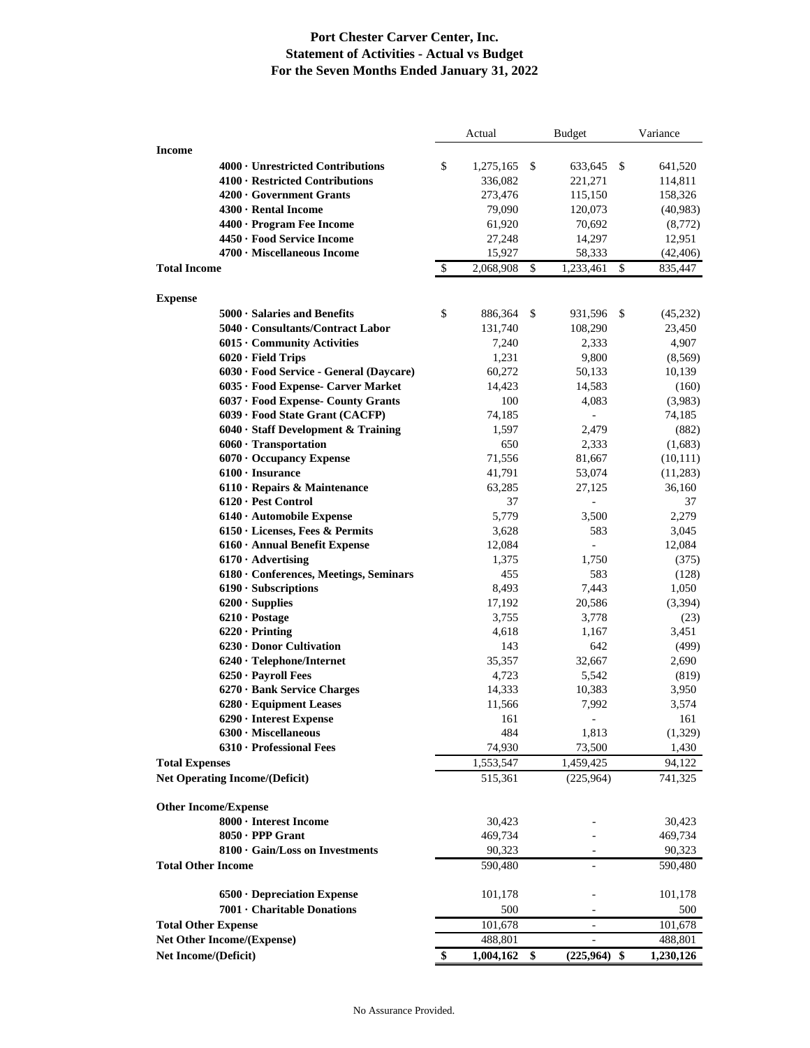# Port Chester Carver Center, Inc.
## Statement of Activities - Actual vs Budget
### For the Seven Months Ended January 31, 2022

| | Actual | Budget | Variance |
|---|---|---|---|
| **Income** | | | |
| **4000 · Unrestricted Contributions** | $ 1,275,165 | $ 633,645 | $ 641,520 |
| **4100 · Restricted Contributions** | 336,082 | 221,271 | 114,811 |
| **4200 · Government Grants** | 273,476 | 115,150 | 158,326 |
| **4300 · Rental Income** | 79,090 | 120,073 | (40,983) |
| **4400 · Program Fee Income** | 61,920 | 70,692 | (8,772) |
| **4450 · Food Service Income** | 27,248 | 14,297 | 12,951 |
| **4700 · Miscellaneous Income** | 15,927 | 58,333 | (42,406) |
| **Total Income** | $ 2,068,908 | $ 1,233,461 | $ 835,447 |
| **Expense** | | | |
| **5000 · Salaries and Benefits** | $ 886,364 | $ 931,596 | $ (45,232) |
| **5040 · Consultants/Contract Labor** | 131,740 | 108,290 | 23,450 |
| **6015 · Community Activities** | 7,240 | 2,333 | 4,907 |
| **6020 · Field Trips** | 1,231 | 9,800 | (8,569) |
| **6030 · Food Service - General (Daycare)** | 60,272 | 50,133 | 10,139 |
| **6035 · Food Expense- Carver Market** | 14,423 | 14,583 | (160) |
| **6037 · Food Expense- County Grants** | 100 | 4,083 | (3,983) |
| **6039 · Food State Grant (CACFP)** | 74,185 | - | 74,185 |
| **6040 · Staff Development & Training** | 1,597 | 2,479 | (882) |
| **6060 · Transportation** | 650 | 2,333 | (1,683) |
| **6070 · Occupancy Expense** | 71,556 | 81,667 | (10,111) |
| **6100 · Insurance** | 41,791 | 53,074 | (11,283) |
| **6110 · Repairs & Maintenance** | 63,285 | 27,125 | 36,160 |
| **6120 · Pest Control** | 37 | - | 37 |
| **6140 · Automobile Expense** | 5,779 | 3,500 | 2,279 |
| **6150 · Licenses, Fees & Permits** | 3,628 | 583 | 3,045 |
| **6160 · Annual Benefit Expense** | 12,084 | - | 12,084 |
| **6170 · Advertising** | 1,375 | 1,750 | (375) |
| **6180 · Conferences, Meetings, Seminars** | 455 | 583 | (128) |
| **6190 · Subscriptions** | 8,493 | 7,443 | 1,050 |
| **6200 · Supplies** | 17,192 | 20,586 | (3,394) |
| **6210 · Postage** | 3,755 | 3,778 | (23) |
| **6220 · Printing** | 4,618 | 1,167 | 3,451 |
| **6230 · Donor Cultivation** | 143 | 642 | (499) |
| **6240 · Telephone/Internet** | 35,357 | 32,667 | 2,690 |
| **6250 · Payroll Fees** | 4,723 | 5,542 | (819) |
| **6270 · Bank Service Charges** | 14,333 | 10,383 | 3,950 |
| **6280 · Equipment Leases** | 11,566 | 7,992 | 3,574 |
| **6290 · Interest Expense** | 161 | - | 161 |
| **6300 · Miscellaneous** | 484 | 1,813 | (1,329) |
| **6310 · Professional Fees** | 74,930 | 73,500 | 1,430 |
| **Total Expenses** | 1,553,547 | 1,459,425 | 94,122 |
| **Net Operating Income/(Deficit)** | 515,361 | (225,964) | 741,325 |
| **Other Income/Expense** | | | |
| **8000 · Interest Income** | 30,423 | - | 30,423 |
| **8050 · PPP Grant** | 469,734 | - | 469,734 |
| **8100 · Gain/Loss on Investments** | 90,323 | - | 90,323 |
| **Total Other Income** | 590,480 | - | 590,480 |
| **6500 · Depreciation Expense** | 101,178 | - | 101,178 |
| **7001 · Charitable Donations** | 500 | - | 500 |
| **Total Other Expense** | 101,678 | - | 101,678 |
| **Net Other Income/(Expense)** | 488,801 | - | 488,801 |
| **Net Income/(Deficit)** | **$ 1,004,162** | **$ (225,964)** | **$ 1,230,126** |

No Assurance Provided.